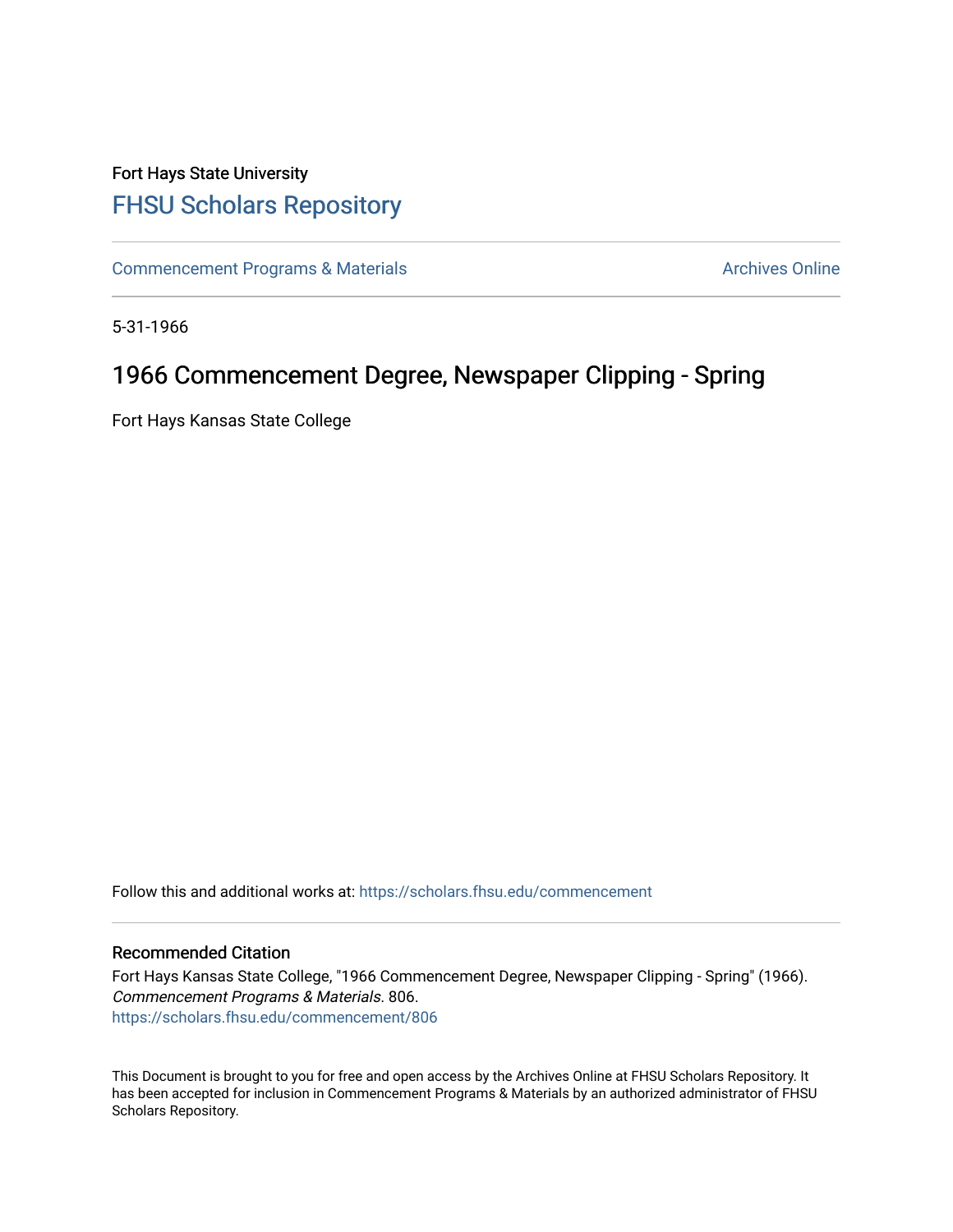Fort Hays State University

# FHSU Scholars Repository

Commencement Programs & Materials

Archives Online

5-31-1966

## 1966 Commencement Degree, Newspaper Clipping - Spring

Fort Hays Kansas State College

Follow this and additional works at: https://scholars.fhsu.edu/commencement

### Recommended Citation

Fort Hays Kansas State College, "1966 Commencement Degree, Newspaper Clipping - Spring" (1966). *Commencement Programs & Materials*. 806.
https://scholars.fhsu.edu/commencement/806

This Document is brought to you for free and open access by the Archives Online at FHSU Scholars Repository. It has been accepted for inclusion in Commencement Programs & Materials by an authorized administrator of FHSU Scholars Repository.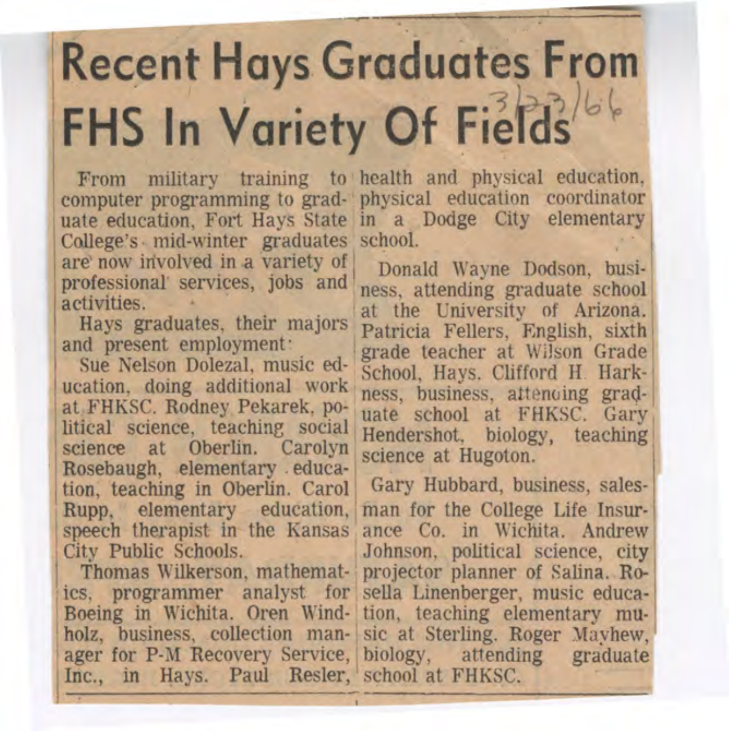# Recent Hays Graduates From FHS In Variety Of Fields

3/23/66

From military training to computer programming to graduate education, Fort Hays State College's mid-winter graduates are now involved in a variety of professional services, jobs and activities.

Hays graduates, their majors and present employment:

Sue Nelson Dolezal, music education, doing additional work at FHKSC. Rodney Pekarek, political science, teaching social science at Oberlin. Carolyn Rosebaugh, elementary education, teaching in Oberlin. Carol Rupp, elementary education, speech therapist in the Kansas City Public Schools.

Thomas Wilkerson, mathematics, programmer analyst for Boeing in Wichita. Oren Windholz, business, collection manager for P-M Recovery Service, Inc., in Hays. Paul Resler, health and physical education, physical education coordinator in a Dodge City elementary school.

Donald Wayne Dodson, business, attending graduate school at the University of Arizona. Patricia Fellers, English, sixth grade teacher at Wilson Grade School, Hays. Clifford H. Harkness, business, attending graduate school at FHKSC. Gary Hendershot, biology, teaching science at Hugoton.

Gary Hubbard, business, salesman for the College Life Insurance Co. in Wichita. Andrew Johnson, political science, city projector planner of Salina. Rosella Linenberger, music education, teaching elementary music at Sterling. Roger Mayhew, biology, attending graduate school at FHKSC.